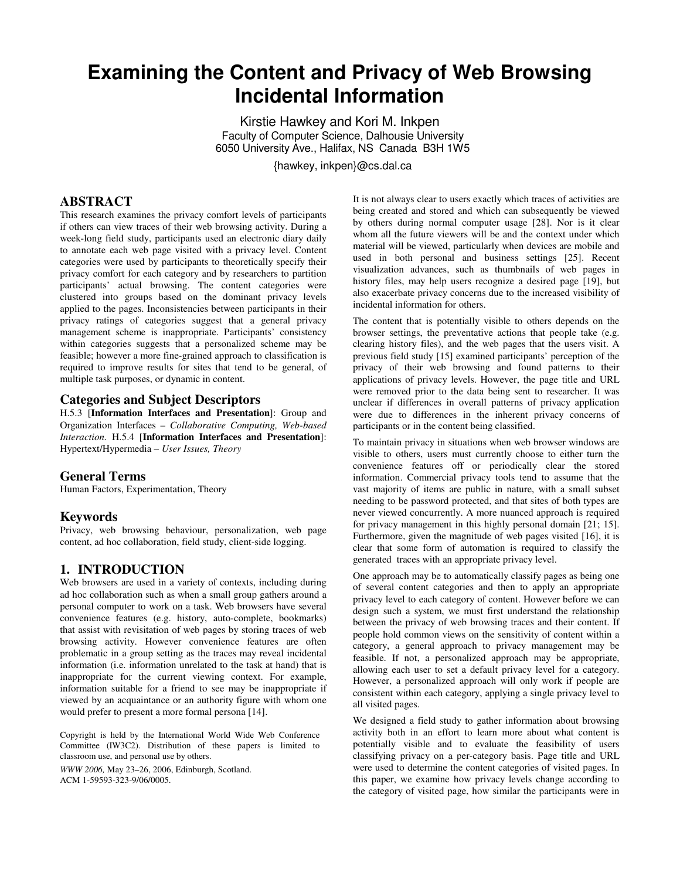# Examining the Content and Privacy of Web Browsing Incidental Information

Kirstie Hawkey and Kori M. Inkpen
Faculty of Computer Science, Dalhousie University
6050 University Ave., Halifax, NS Canada B3H 1W5

{hawkey, inkpen}@cs.dal.ca

## ABSTRACT

This research examines the privacy comfort levels of participants if others can view traces of their web browsing activity. During a week-long field study, participants used an electronic diary daily to annotate each web page visited with a privacy level. Content categories were used by participants to theoretically specify their privacy comfort for each category and by researchers to partition participants' actual browsing. The content categories were clustered into groups based on the dominant privacy levels applied to the pages. Inconsistencies between participants in their privacy ratings of categories suggest that a general privacy management scheme is inappropriate. Participants' consistency within categories suggests that a personalized scheme may be feasible; however a more fine-grained approach to classification is required to improve results for sites that tend to be general, of multiple task purposes, or dynamic in content.

### Categories and Subject Descriptors

H.5.3 [**Information Interfaces and Presentation**]: Group and Organization Interfaces – *Collaborative Computing, Web-based Interaction.* H.5.4 [**Information Interfaces and Presentation**]: Hypertext/Hypermedia – *User Issues, Theory*

### General Terms

Human Factors, Experimentation, Theory

### Keywords

Privacy, web browsing behaviour, personalization, web page content, ad hoc collaboration, field study, client-side logging.

## 1. INTRODUCTION

Web browsers are used in a variety of contexts, including during ad hoc collaboration such as when a small group gathers around a personal computer to work on a task. Web browsers have several convenience features (e.g. history, auto-complete, bookmarks) that assist with revisitation of web pages by storing traces of web browsing activity. However convenience features are often problematic in a group setting as the traces may reveal incidental information (i.e. information unrelated to the task at hand) that is inappropriate for the current viewing context. For example, information suitable for a friend to see may be inappropriate if viewed by an acquaintance or an authority figure with whom one would prefer to present a more formal persona [14].

Copyright is held by the International World Wide Web Conference Committee (IW3C2). Distribution of these papers is limited to classroom use, and personal use by others.

*WWW 2006,* May 23–26, 2006, Edinburgh, Scotland.
ACM 1-59593-323-9/06/0005.

It is not always clear to users exactly which traces of activities are being created and stored and which can subsequently be viewed by others during normal computer usage [28]. Nor is it clear whom all the future viewers will be and the context under which material will be viewed, particularly when devices are mobile and used in both personal and business settings [25]. Recent visualization advances, such as thumbnails of web pages in history files, may help users recognize a desired page [19], but also exacerbate privacy concerns due to the increased visibility of incidental information for others.

The content that is potentially visible to others depends on the browser settings, the preventative actions that people take (e.g. clearing history files), and the web pages that the users visit. A previous field study [15] examined participants' perception of the privacy of their web browsing and found patterns to their applications of privacy levels. However, the page title and URL were removed prior to the data being sent to researcher. It was unclear if differences in overall patterns of privacy application were due to differences in the inherent privacy concerns of participants or in the content being classified.

To maintain privacy in situations when web browser windows are visible to others, users must currently choose to either turn the convenience features off or periodically clear the stored information. Commercial privacy tools tend to assume that the vast majority of items are public in nature, with a small subset needing to be password protected, and that sites of both types are never viewed concurrently. A more nuanced approach is required for privacy management in this highly personal domain [21; 15]. Furthermore, given the magnitude of web pages visited [16], it is clear that some form of automation is required to classify the generated traces with an appropriate privacy level.

One approach may be to automatically classify pages as being one of several content categories and then to apply an appropriate privacy level to each category of content. However before we can design such a system, we must first understand the relationship between the privacy of web browsing traces and their content. If people hold common views on the sensitivity of content within a category, a general approach to privacy management may be feasible. If not, a personalized approach may be appropriate, allowing each user to set a default privacy level for a category. However, a personalized approach will only work if people are consistent within each category, applying a single privacy level to all visited pages.

We designed a field study to gather information about browsing activity both in an effort to learn more about what content is potentially visible and to evaluate the feasibility of users classifying privacy on a per-category basis. Page title and URL were used to determine the content categories of visited pages. In this paper, we examine how privacy levels change according to the category of visited page, how similar the participants were in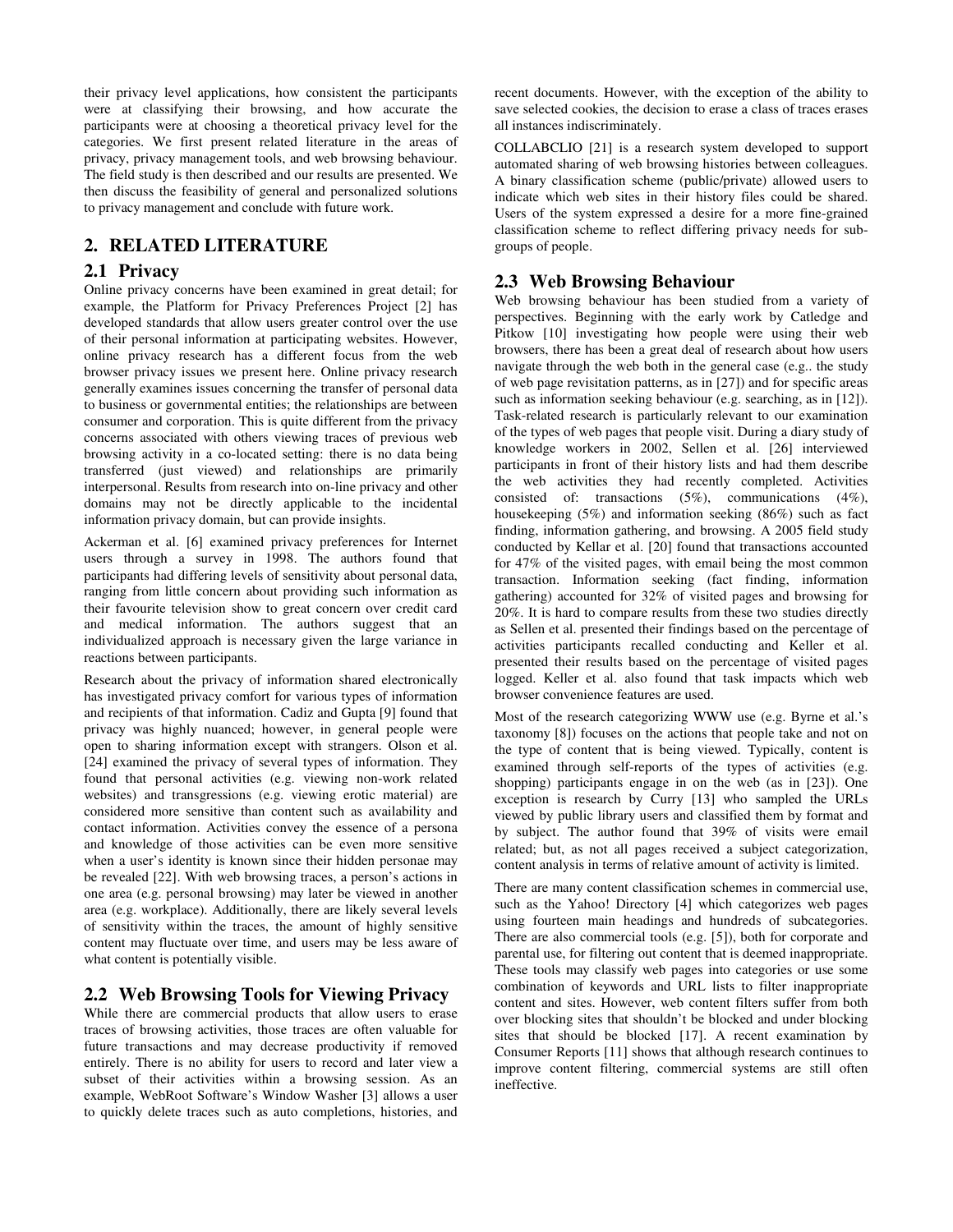their privacy level applications, how consistent the participants were at classifying their browsing, and how accurate the participants were at choosing a theoretical privacy level for the categories. We first present related literature in the areas of privacy, privacy management tools, and web browsing behaviour. The field study is then described and our results are presented. We then discuss the feasibility of general and personalized solutions to privacy management and conclude with future work.

## 2. RELATED LITERATURE

### 2.1 Privacy

Online privacy concerns have been examined in great detail; for example, the Platform for Privacy Preferences Project [2] has developed standards that allow users greater control over the use of their personal information at participating websites. However, online privacy research has a different focus from the web browser privacy issues we present here. Online privacy research generally examines issues concerning the transfer of personal data to business or governmental entities; the relationships are between consumer and corporation. This is quite different from the privacy concerns associated with others viewing traces of previous web browsing activity in a co-located setting: there is no data being transferred (just viewed) and relationships are primarily interpersonal. Results from research into on-line privacy and other domains may not be directly applicable to the incidental information privacy domain, but can provide insights.

Ackerman et al. [6] examined privacy preferences for Internet users through a survey in 1998. The authors found that participants had differing levels of sensitivity about personal data, ranging from little concern about providing such information as their favourite television show to great concern over credit card and medical information. The authors suggest that an individualized approach is necessary given the large variance in reactions between participants.

Research about the privacy of information shared electronically has investigated privacy comfort for various types of information and recipients of that information. Cadiz and Gupta [9] found that privacy was highly nuanced; however, in general people were open to sharing information except with strangers. Olson et al. [24] examined the privacy of several types of information. They found that personal activities (e.g. viewing non-work related websites) and transgressions (e.g. viewing erotic material) are considered more sensitive than content such as availability and contact information. Activities convey the essence of a persona and knowledge of those activities can be even more sensitive when a user's identity is known since their hidden personae may be revealed [22]. With web browsing traces, a person's actions in one area (e.g. personal browsing) may later be viewed in another area (e.g. workplace). Additionally, there are likely several levels of sensitivity within the traces, the amount of highly sensitive content may fluctuate over time, and users may be less aware of what content is potentially visible.

### 2.2 Web Browsing Tools for Viewing Privacy

While there are commercial products that allow users to erase traces of browsing activities, those traces are often valuable for future transactions and may decrease productivity if removed entirely. There is no ability for users to record and later view a subset of their activities within a browsing session. As an example, WebRoot Software's Window Washer [3] allows a user to quickly delete traces such as auto completions, histories, and recent documents. However, with the exception of the ability to save selected cookies, the decision to erase a class of traces erases all instances indiscriminately.

COLLABCLIO [21] is a research system developed to support automated sharing of web browsing histories between colleagues. A binary classification scheme (public/private) allowed users to indicate which web sites in their history files could be shared. Users of the system expressed a desire for a more fine-grained classification scheme to reflect differing privacy needs for sub-groups of people.

### 2.3 Web Browsing Behaviour

Web browsing behaviour has been studied from a variety of perspectives. Beginning with the early work by Catledge and Pitkow [10] investigating how people were using their web browsers, there has been a great deal of research about how users navigate through the web both in the general case (e.g.. the study of web page revisitation patterns, as in [27]) and for specific areas such as information seeking behaviour (e.g. searching, as in [12]). Task-related research is particularly relevant to our examination of the types of web pages that people visit. During a diary study of knowledge workers in 2002, Sellen et al. [26] interviewed participants in front of their history lists and had them describe the web activities they had recently completed. Activities consisted of: transactions (5%), communications (4%), housekeeping (5%) and information seeking (86%) such as fact finding, information gathering, and browsing. A 2005 field study conducted by Kellar et al. [20] found that transactions accounted for 47% of the visited pages, with email being the most common transaction. Information seeking (fact finding, information gathering) accounted for 32% of visited pages and browsing for 20%. It is hard to compare results from these two studies directly as Sellen et al. presented their findings based on the percentage of activities participants recalled conducting and Keller et al. presented their results based on the percentage of visited pages logged. Keller et al. also found that task impacts which web browser convenience features are used.

Most of the research categorizing WWW use (e.g. Byrne et al.'s taxonomy [8]) focuses on the actions that people take and not on the type of content that is being viewed. Typically, content is examined through self-reports of the types of activities (e.g. shopping) participants engage in on the web (as in [23]). One exception is research by Curry [13] who sampled the URLs viewed by public library users and classified them by format and by subject. The author found that 39% of visits were email related; but, as not all pages received a subject categorization, content analysis in terms of relative amount of activity is limited.

There are many content classification schemes in commercial use, such as the Yahoo! Directory [4] which categorizes web pages using fourteen main headings and hundreds of subcategories. There are also commercial tools (e.g. [5]), both for corporate and parental use, for filtering out content that is deemed inappropriate. These tools may classify web pages into categories or use some combination of keywords and URL lists to filter inappropriate content and sites. However, web content filters suffer from both over blocking sites that shouldn't be blocked and under blocking sites that should be blocked [17]. A recent examination by Consumer Reports [11] shows that although research continues to improve content filtering, commercial systems are still often ineffective.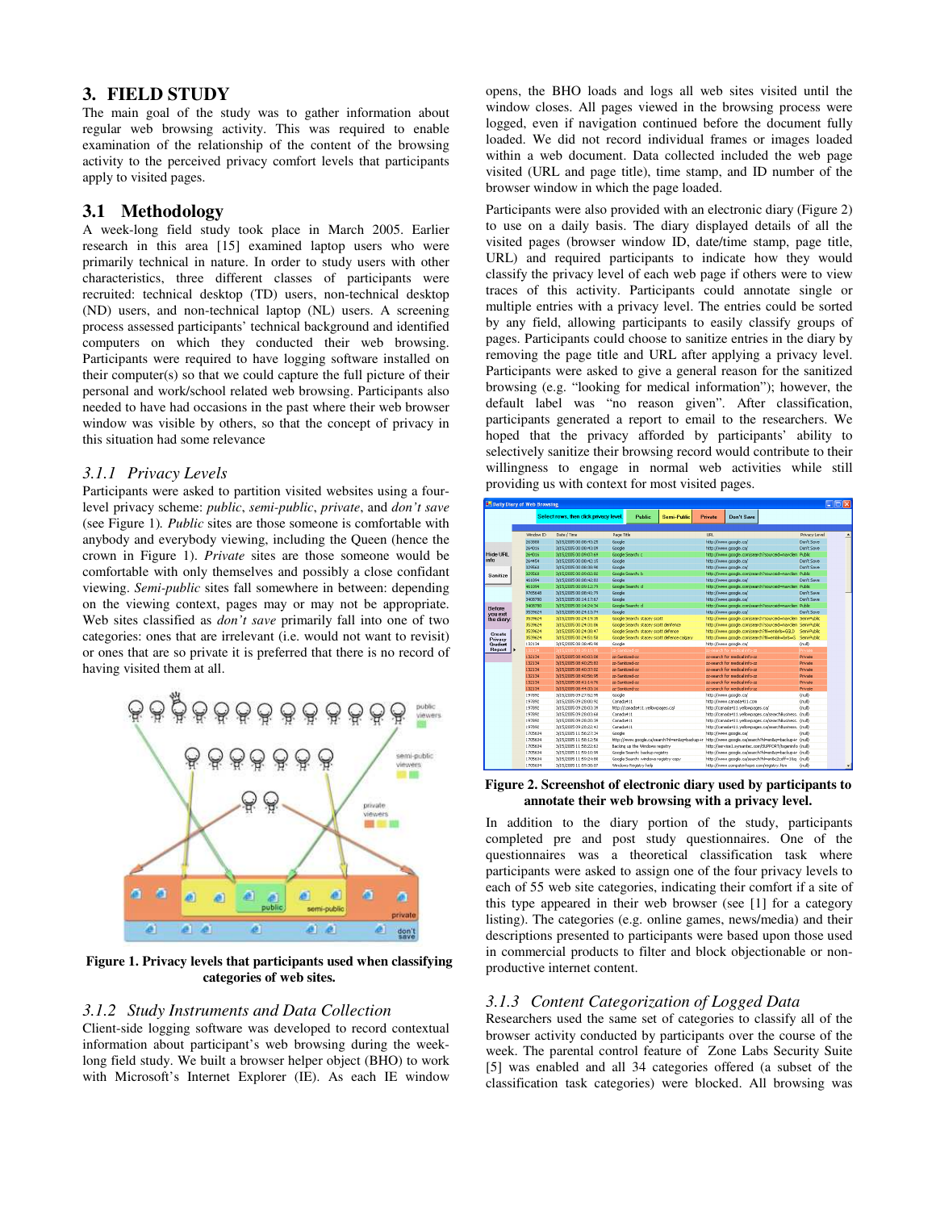## 3. FIELD STUDY

The main goal of the study was to gather information about regular web browsing activity. This was required to enable examination of the relationship of the content of the browsing activity to the perceived privacy comfort levels that participants apply to visited pages.

### 3.1 Methodology

A week-long field study took place in March 2005. Earlier research in this area [15] examined laptop users who were primarily technical in nature. In order to study users with other characteristics, three different classes of participants were recruited: technical desktop (TD) users, non-technical desktop (ND) users, and non-technical laptop (NL) users. A screening process assessed participants' technical background and identified computers on which they conducted their web browsing. Participants were required to have logging software installed on their computer(s) so that we could capture the full picture of their personal and work/school related web browsing. Participants also needed to have had occasions in the past where their web browser window was visible by others, so that the concept of privacy in this situation had some relevance

#### *3.1.1 Privacy Levels*

Participants were asked to partition visited websites using a four-level privacy scheme: *public*, *semi-public*, *private*, and *don't save* (see Figure 1). *Public* sites are those someone is comfortable with anybody and everybody viewing, including the Queen (hence the crown in Figure 1). *Private* sites are those someone would be comfortable with only themselves and possibly a close confidant viewing. *Semi-public* sites fall somewhere in between: depending on the viewing context, pages may or may not be appropriate. Web sites classified as *don't save* primarily fall into one of two categories: ones that are irrelevant (i.e. would not want to revisit) or ones that are so private it is preferred that there is no record of having visited them at all.

public viewers

semi-public viewers

private viewers

public

semi-public

private

don't save

**Figure 1. Privacy levels that participants used when classifying categories of web sites.**

#### *3.1.2 Study Instruments and Data Collection*

Client-side logging software was developed to record contextual information about participant's web browsing during the week-long field study. We built a browser helper object (BHO) to work with Microsoft's Internet Explorer (IE). As each IE window opens, the BHO loads and logs all web sites visited until the window closes. All pages viewed in the browsing process were logged, even if navigation continued before the document fully loaded. We did not record individual frames or images loaded within a web document. Data collected included the web page visited (URL and page title), time stamp, and ID number of the browser window in which the page loaded.

Participants were also provided with an electronic diary (Figure 2) to use on a daily basis. The diary displayed details of all the visited pages (browser window ID, date/time stamp, page title, URL) and required participants to indicate how they would classify the privacy level of each web page if others were to view traces of this activity. Participants could annotate single or multiple entries with a privacy level. The entries could be sorted by any field, allowing participants to easily classify groups of pages. Participants could choose to sanitize entries in the diary by removing the page title and URL after applying a privacy level. Participants were asked to give a general reason for the sanitized browsing (e.g. "looking for medical information"); however, the default label was "no reason given". After classification, participants generated a report to email to the researchers. We hoped that the privacy afforded by participants' ability to selectively sanitize their browsing record would contribute to their willingness to engage in normal web activities while still providing us with context for most visited pages.

**Figure 2. Screenshot of electronic diary used by participants to annotate their web browsing with a privacy level.**

In addition to the diary portion of the study, participants completed pre and post study questionnaires. One of the questionnaires was a theoretical classification task where participants were asked to assign one of the four privacy levels to each of 55 web site categories, indicating their comfort if a site of this type appeared in their web browser (see [1] for a category listing). The categories (e.g. online games, news/media) and their descriptions presented to participants were based upon those used in commercial products to filter and block objectionable or non-productive internet content.

#### *3.1.3 Content Categorization of Logged Data*

Researchers used the same set of categories to classify all of the browser activity conducted by participants over the course of the week. The parental control feature of Zone Labs Security Suite [5] was enabled and all 34 categories offered (a subset of the classification task categories) were blocked. All browsing was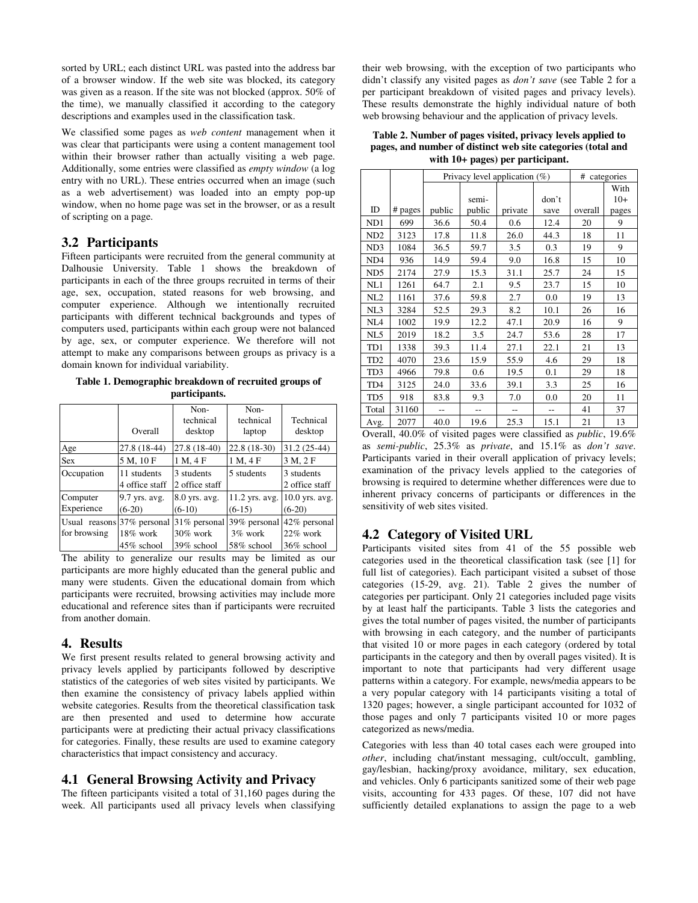sorted by URL; each distinct URL was pasted into the address bar of a browser window. If the web site was blocked, its category was given as a reason. If the site was not blocked (approx. 50% of the time), we manually classified it according to the category descriptions and examples used in the classification task.

We classified some pages as *web content* management when it was clear that participants were using a content management tool within their browser rather than actually visiting a web page. Additionally, some entries were classified as *empty window* (a log entry with no URL). These entries occurred when an image (such as a web advertisement) was loaded into an empty pop-up window, when no home page was set in the browser, or as a result of scripting on a page.

## 3.2 Participants

Fifteen participants were recruited from the general community at Dalhousie University. Table 1 shows the breakdown of participants in each of the three groups recruited in terms of their age, sex, occupation, stated reasons for web browsing, and computer experience. Although we intentionally recruited participants with different technical backgrounds and types of computers used, participants within each group were not balanced by age, sex, or computer experience. We therefore will not attempt to make any comparisons between groups as privacy is a domain known for individual variability.

**Table 1. Demographic breakdown of recruited groups of participants.**

| | Overall | Non-technical desktop | Non-technical laptop | Technical desktop |
|---|---|---|---|---|
| Age | 27.8 (18-44) | 27.8 (18-40) | 22.8 (18-30) | 31.2 (25-44) |
| Sex | 5 M, 10 F | 1 M, 4 F | 1 M, 4 F | 3 M, 2 F |
| Occupation | 11 students<br>4 office staff | 3 students<br>2 office staff | 5 students | 3 students<br>2 office staff |
| Computer Experience | 9.7 yrs. avg. (6-20) | 8.0 yrs. avg. (6-10) | 11.2 yrs. avg. (6-15) | 10.0 yrs. avg. (6-20) |
| Usual reasons for browsing | 37% personal<br>18% work<br>45% school | 31% personal<br>30% work<br>39% school | 39% personal<br>3% work<br>58% school | 42% personal<br>22% work<br>36% school |

The ability to generalize our results may be limited as our participants are more highly educated than the general public and many were students. Given the educational domain from which participants were recruited, browsing activities may include more educational and reference sites than if participants were recruited from another domain.

# 4. Results

We first present results related to general browsing activity and privacy levels applied by participants followed by descriptive statistics of the categories of web sites visited by participants. We then examine the consistency of privacy labels applied within website categories. Results from the theoretical classification task are then presented and used to determine how accurate participants were at predicting their actual privacy classifications for categories. Finally, these results are used to examine category characteristics that impact consistency and accuracy.

## 4.1 General Browsing Activity and Privacy

The fifteen participants visited a total of 31,160 pages during the week. All participants used all privacy levels when classifying their web browsing, with the exception of two participants who didn't classify any visited pages as *don't save* (see Table 2 for a per participant breakdown of visited pages and privacy levels). These results demonstrate the highly individual nature of both web browsing behaviour and the application of privacy levels.

**Table 2. Number of pages visited, privacy levels applied to pages, and number of distinct web site categories (total and with 10+ pages) per participant.**

| | | Privacy level application (%) | | | | # categories | |
|---|---|---|---|---|---|---|---|
| ID | # pages | public | semi-public | private | don't save | overall | With 10+ pages |
| ND1 | 699 | 36.6 | 50.4 | 0.6 | 12.4 | 20 | 9 |
| ND2 | 3123 | 17.8 | 11.8 | 26.0 | 44.3 | 18 | 11 |
| ND3 | 1084 | 36.5 | 59.7 | 3.5 | 0.3 | 19 | 9 |
| ND4 | 936 | 14.9 | 59.4 | 9.0 | 16.8 | 15 | 10 |
| ND5 | 2174 | 27.9 | 15.3 | 31.1 | 25.7 | 24 | 15 |
| NL1 | 1261 | 64.7 | 2.1 | 9.5 | 23.7 | 15 | 10 |
| NL2 | 1161 | 37.6 | 59.8 | 2.7 | 0.0 | 19 | 13 |
| NL3 | 3284 | 52.5 | 29.3 | 8.2 | 10.1 | 26 | 16 |
| NL4 | 1002 | 19.9 | 12.2 | 47.1 | 20.9 | 16 | 9 |
| NL5 | 2019 | 18.2 | 3.5 | 24.7 | 53.6 | 28 | 17 |
| TD1 | 1338 | 39.3 | 11.4 | 27.1 | 22.1 | 21 | 13 |
| TD2 | 4070 | 23.6 | 15.9 | 55.9 | 4.6 | 29 | 18 |
| TD3 | 4966 | 79.8 | 0.6 | 19.5 | 0.1 | 29 | 18 |
| TD4 | 3125 | 24.0 | 33.6 | 39.1 | 3.3 | 25 | 16 |
| TD5 | 918 | 83.8 | 9.3 | 7.0 | 0.0 | 20 | 11 |
| Total | 31160 | -- | -- | -- | -- | 41 | 37 |
| Avg. | 2077 | 40.0 | 19.6 | 25.3 | 15.1 | 21 | 13 |

Overall, 40.0% of visited pages were classified as *public*, 19.6% as *semi-public*, 25.3% as *private*, and 15.1% as *don't save*. Participants varied in their overall application of privacy levels; examination of the privacy levels applied to the categories of browsing is required to determine whether differences were due to inherent privacy concerns of participants or differences in the sensitivity of web sites visited.

## 4.2 Category of Visited URL

Participants visited sites from 41 of the 55 possible web categories used in the theoretical classification task (see [1] for full list of categories). Each participant visited a subset of those categories (15-29, avg. 21). Table 2 gives the number of categories per participant. Only 21 categories included page visits by at least half the participants. Table 3 lists the categories and gives the total number of pages visited, the number of participants with browsing in each category, and the number of participants that visited 10 or more pages in each category (ordered by total participants in the category and then by overall pages visited). It is important to note that participants had very different usage patterns within a category. For example, news/media appears to be a very popular category with 14 participants visiting a total of 1320 pages; however, a single participant accounted for 1032 of those pages and only 7 participants visited 10 or more pages categorized as news/media.

Categories with less than 40 total cases each were grouped into *other*, including chat/instant messaging, cult/occult, gambling, gay/lesbian, hacking/proxy avoidance, military, sex education, and vehicles. Only 6 participants sanitized some of their web page visits, accounting for 433 pages. Of these, 107 did not have sufficiently detailed explanations to assign the page to a web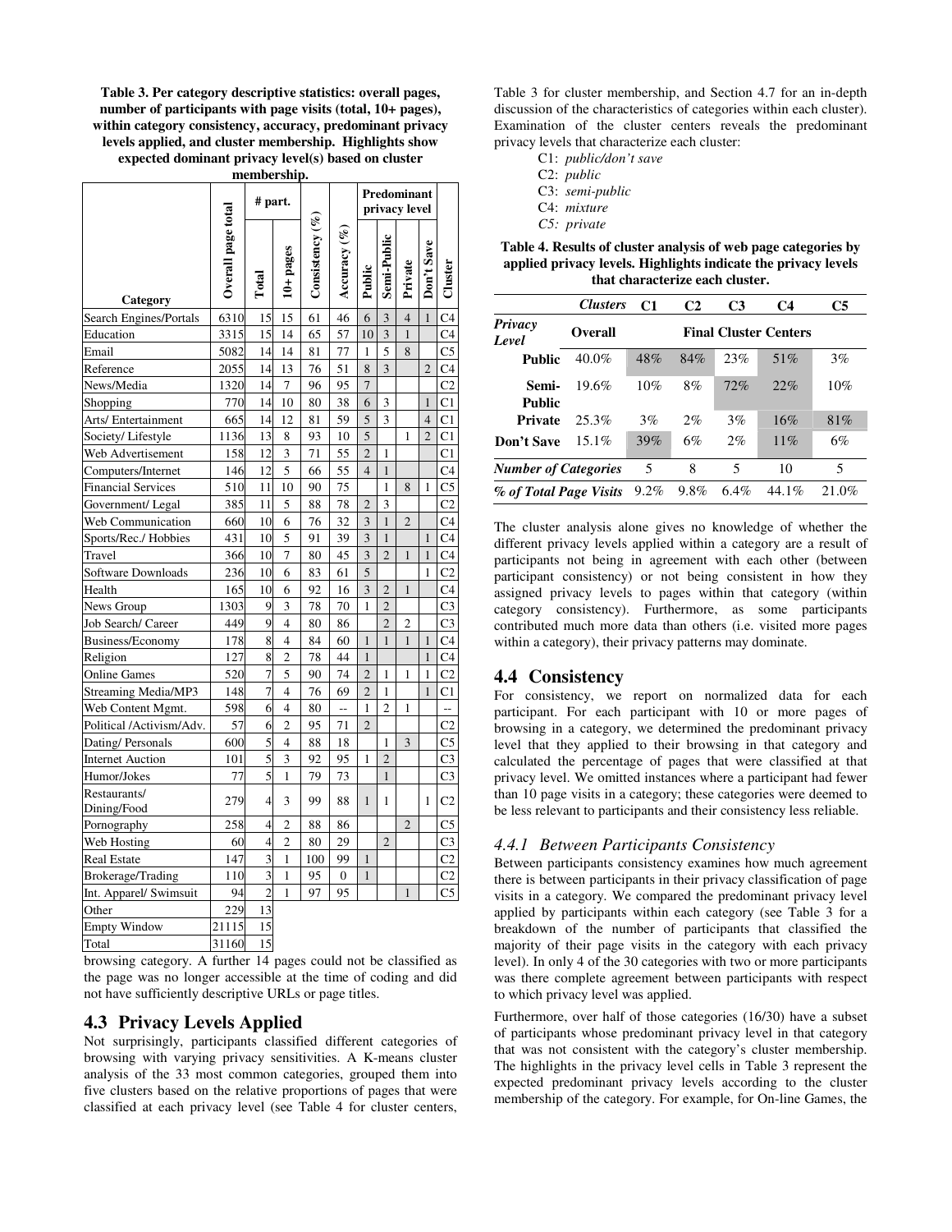**Table 3. Per category descriptive statistics: overall pages, number of participants with page visits (total, 10+ pages), within category consistency, accuracy, predominant privacy levels applied, and cluster membership. Highlights show expected dominant privacy level(s) based on cluster membership.**

| Category | Overall page total | # part. | | Consistency (%) | Accuracy (%) | Predominant privacy level | | | | Cluster |
|---|---|---|---|---|---|---|---|---|---|---|
| | | Total | 10+ pages | | | Public | Semi-Public | Private | Don't Save | |
| Search Engines/Portals | 6310 | 15 | 15 | 61 | 46 | 6 | 3 | 4 | 1 | C4 |
| Education | 3315 | 15 | 14 | 65 | 57 | 10 | 3 | 1 | | C4 |
| Email | 5082 | 14 | 14 | 81 | 77 | 1 | 5 | 8 | | C5 |
| Reference | 2055 | 14 | 13 | 76 | 51 | 8 | 3 | | 2 | C4 |
| News/Media | 1320 | 14 | 7 | 96 | 95 | 7 | | | | C2 |
| Shopping | 770 | 14 | 10 | 80 | 38 | 6 | 3 | | 1 | C1 |
| Arts/ Entertainment | 665 | 14 | 12 | 81 | 59 | 5 | 3 | | 4 | C1 |
| Society/ Lifestyle | 1136 | 13 | 8 | 93 | 10 | 5 | | 1 | 2 | C1 |
| Web Advertisement | 158 | 12 | 3 | 71 | 55 | 2 | 1 | | | C1 |
| Computers/Internet | 146 | 12 | 5 | 66 | 55 | 4 | 1 | | | C4 |
| Financial Services | 510 | 11 | 10 | 90 | 75 | | 1 | 8 | 1 | C5 |
| Government/ Legal | 385 | 11 | 5 | 88 | 78 | 2 | 3 | | | C2 |
| Web Communication | 660 | 10 | 6 | 76 | 32 | 3 | 1 | 2 | | C4 |
| Sports/Rec./ Hobbies | 431 | 10 | 5 | 91 | 39 | 3 | 1 | | 1 | C4 |
| Travel | 366 | 10 | 7 | 80 | 45 | 3 | 2 | 1 | 1 | C4 |
| Software Downloads | 236 | 10 | 6 | 83 | 61 | 5 | | | 1 | C2 |
| Health | 165 | 10 | 6 | 92 | 16 | 3 | 2 | 1 | | C4 |
| News Group | 1303 | 9 | 3 | 78 | 70 | 1 | 2 | | | C3 |
| Job Search/ Career | 449 | 9 | 4 | 80 | 86 | | 2 | 2 | | C3 |
| Business/Economy | 178 | 8 | 4 | 84 | 60 | 1 | 1 | 1 | 1 | C4 |
| Religion | 127 | 8 | 2 | 78 | 44 | 1 | | | 1 | C4 |
| Online Games | 520 | 7 | 5 | 90 | 74 | 2 | 1 | 1 | 1 | C2 |
| Streaming Media/MP3 | 148 | 7 | 4 | 76 | 69 | 2 | 1 | | 1 | C1 |
| Web Content Mgmt. | 598 | 6 | 4 | 80 | -- | 1 | 2 | 1 | | -- |
| Political /Activism/Adv. | 57 | 6 | 2 | 95 | 71 | 2 | | | | C2 |
| Dating/ Personals | 600 | 5 | 4 | 88 | 18 | | 1 | 3 | | C5 |
| Internet Auction | 101 | 5 | 3 | 92 | 95 | 1 | 2 | | | C3 |
| Humor/Jokes | 77 | 5 | 1 | 79 | 73 | | 1 | | | C3 |
| Restaurants/ Dining/Food | 279 | 4 | 3 | 99 | 88 | 1 | 1 | | 1 | C2 |
| Pornography | 258 | 4 | 2 | 88 | 86 | | | 2 | | C5 |
| Web Hosting | 60 | 4 | 2 | 80 | 29 | | 2 | | | C3 |
| Real Estate | 147 | 3 | 1 | 100 | 99 | 1 | | | | C2 |
| Brokerage/Trading | 110 | 3 | 1 | 95 | 0 | 1 | | | | C2 |
| Int. Apparel/ Swimsuit | 94 | 2 | 1 | 97 | 95 | | | 1 | | C5 |
| Other | 229 | 13 | | | | | | | | |
| Empty Window | 21115 | 15 | | | | | | | | |
| Total | 31160 | 15 | | | | | | | | |

browsing category. A further 14 pages could not be classified as the page was no longer accessible at the time of coding and did not have sufficiently descriptive URLs or page titles.

## 4.3 Privacy Levels Applied

Not surprisingly, participants classified different categories of browsing with varying privacy sensitivities. A K-means cluster analysis of the 33 most common categories, grouped them into five clusters based on the relative proportions of pages that were classified at each privacy level (see Table 4 for cluster centers, Table 3 for cluster membership, and Section 4.7 for an in-depth discussion of the characteristics of categories within each cluster). Examination of the cluster centers reveals the predominant privacy levels that characterize each cluster:

- C1: *public/don't save*
- C2: *public*
- C3: *semi-public*
- C4: *mixture*
- *C5: private*

**Table 4. Results of cluster analysis of web page categories by applied privacy levels. Highlights indicate the privacy levels that characterize each cluster.**

| | *Clusters* | **C1** | **C2** | **C3** | **C4** | **C5** |
|---|---|---|---|---|---|---|
| ***Privacy Level*** | **Overall** | **Final Cluster Centers** | | | | |
| **Public** | 40.0% | 48% | 84% | 23% | 51% | 3% |
| **Semi-Public** | 19.6% | 10% | 8% | 72% | 22% | 10% |
| **Private** | 25.3% | 3% | 2% | 3% | 16% | 81% |
| **Don't Save** | 15.1% | 39% | 6% | 2% | 11% | 6% |
| ***Number of Categories*** | | 5 | 8 | 5 | 10 | 5 |
| ***% of Total Page Visits*** | | 9.2% | 9.8% | 6.4% | 44.1% | 21.0% |

The cluster analysis alone gives no knowledge of whether the different privacy levels applied within a category are a result of participants not being in agreement with each other (between participant consistency) or not being consistent in how they assigned privacy levels to pages within that category (within category consistency). Furthermore, as some participants contributed much more data than others (i.e. visited more pages within a category), their privacy patterns may dominate.

## 4.4 Consistency

For consistency, we report on normalized data for each participant. For each participant with 10 or more pages of browsing in a category, we determined the predominant privacy level that they applied to their browsing in that category and calculated the percentage of pages that were classified at that privacy level. We omitted instances where a participant had fewer than 10 page visits in a category; these categories were deemed to be less relevant to participants and their consistency less reliable.

### *4.4.1 Between Participants Consistency*

Between participants consistency examines how much agreement there is between participants in their privacy classification of page visits in a category. We compared the predominant privacy level applied by participants within each category (see Table 3 for a breakdown of the number of participants that classified the majority of their page visits in the category with each privacy level). In only 4 of the 30 categories with two or more participants was there complete agreement between participants with respect to which privacy level was applied.

Furthermore, over half of those categories (16/30) have a subset of participants whose predominant privacy level in that category that was not consistent with the category's cluster membership. The highlights in the privacy level cells in Table 3 represent the expected predominant privacy levels according to the cluster membership of the category. For example, for On-line Games, the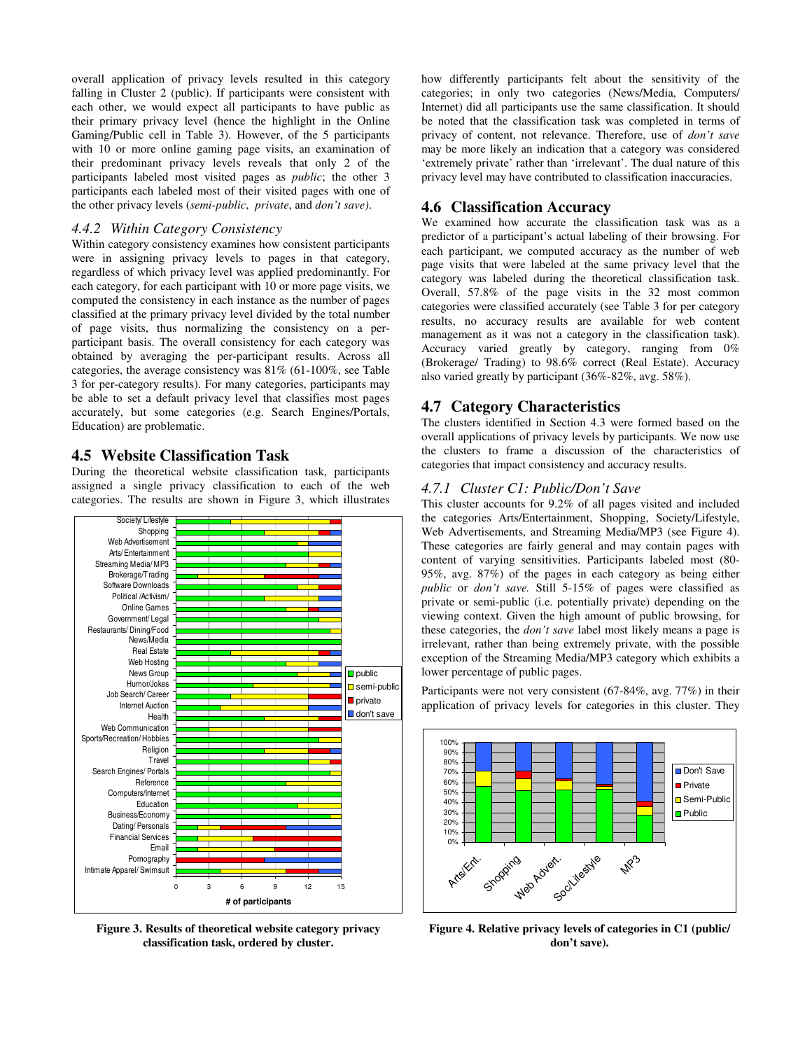overall application of privacy levels resulted in this category falling in Cluster 2 (public). If participants were consistent with each other, we would expect all participants to have public as their primary privacy level (hence the highlight in the Online Gaming/Public cell in Table 3). However, of the 5 participants with 10 or more online gaming page visits, an examination of their predominant privacy levels reveals that only 2 of the participants labeled most visited pages as *public*; the other 3 participants each labeled most of their visited pages with one of the other privacy levels (*semi-public*, *private*, and *don't save).*

### *4.4.2 Within Category Consistency*

Within category consistency examines how consistent participants were in assigning privacy levels to pages in that category, regardless of which privacy level was applied predominantly. For each category, for each participant with 10 or more page visits, we computed the consistency in each instance as the number of pages classified at the primary privacy level divided by the total number of page visits, thus normalizing the consistency on a per-participant basis. The overall consistency for each category was obtained by averaging the per-participant results. Across all categories, the average consistency was 81% (61-100%, see Table 3 for per-category results). For many categories, participants may be able to set a default privacy level that classifies most pages accurately, but some categories (e.g. Search Engines/Portals, Education) are problematic.

## 4.5 Website Classification Task

During the theoretical website classification task, participants assigned a single privacy classification to each of the web categories. The results are shown in Figure 3, which illustrates how differently participants felt about the sensitivity of the categories; in only two categories (News/Media, Computers/ Internet) did all participants use the same classification. It should be noted that the classification task was completed in terms of privacy of content, not relevance. Therefore, use of *don't save* may be more likely an indication that a category was considered 'extremely private' rather than 'irrelevant'. The dual nature of this privacy level may have contributed to classification inaccuracies.

**Figure 3. Results of theoretical website category privacy classification task, ordered by cluster.**

## 4.6 Classification Accuracy

We examined how accurate the classification task was as a predictor of a participant's actual labeling of their browsing. For each participant, we computed accuracy as the number of web page visits that were labeled at the same privacy level that the category was labeled during the theoretical classification task. Overall, 57.8% of the page visits in the 32 most common categories were classified accurately (see Table 3 for per category results, no accuracy results are available for web content management as it was not a category in the classification task). Accuracy varied greatly by category, ranging from 0% (Brokerage/ Trading) to 98.6% correct (Real Estate). Accuracy also varied greatly by participant (36%-82%, avg. 58%).

## 4.7 Category Characteristics

The clusters identified in Section 4.3 were formed based on the overall applications of privacy levels by participants. We now use the clusters to frame a discussion of the characteristics of categories that impact consistency and accuracy results.

### *4.7.1 Cluster C1: Public/Don't Save*

This cluster accounts for 9.2% of all pages visited and included the categories Arts/Entertainment, Shopping, Society/Lifestyle, Web Advertisements, and Streaming Media/MP3 (see Figure 4). These categories are fairly general and may contain pages with content of varying sensitivities. Participants labeled most (80-95%, avg. 87%) of the pages in each category as being either *public* or *don't save.* Still 5-15% of pages were classified as private or semi-public (i.e. potentially private) depending on the viewing context. Given the high amount of public browsing, for these categories, the *don't save* label most likely means a page is irrelevant, rather than being extremely private, with the possible exception of the Streaming Media/MP3 category which exhibits a lower percentage of public pages.

Participants were not very consistent (67-84%, avg. 77%) in their application of privacy levels for categories in this cluster. They

**Figure 4. Relative privacy levels of categories in C1 (public/ don't save).**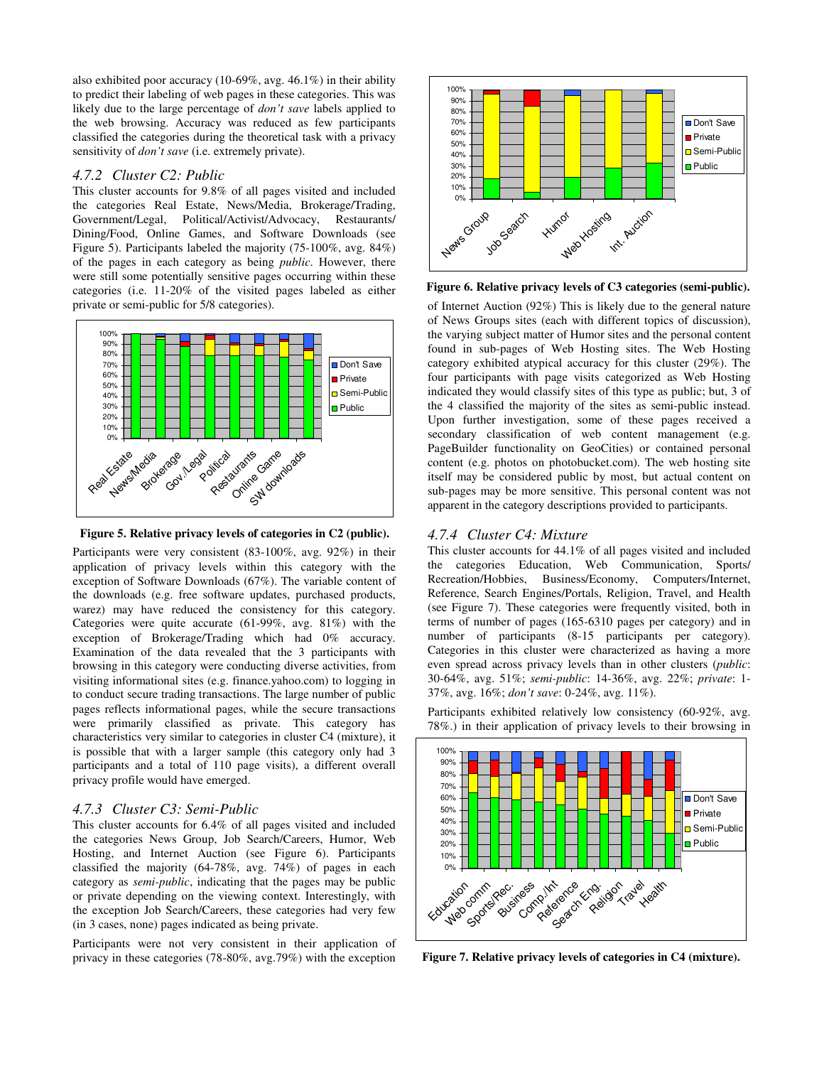also exhibited poor accuracy (10-69%, avg. 46.1%) in their ability to predict their labeling of web pages in these categories. This was likely due to the large percentage of *don't save* labels applied to the web browsing. Accuracy was reduced as few participants classified the categories during the theoretical task with a privacy sensitivity of *don't save* (i.e. extremely private).

### *4.7.2 Cluster C2: Public*

This cluster accounts for 9.8% of all pages visited and included the categories Real Estate, News/Media, Brokerage/Trading, Government/Legal, Political/Activist/Advocacy, Restaurants/ Dining/Food, Online Games, and Software Downloads (see Figure 5). Participants labeled the majority (75-100%, avg. 84%) of the pages in each category as being *public*. However, there were still some potentially sensitive pages occurring within these categories (i.e. 11-20% of the visited pages labeled as either private or semi-public for 5/8 categories).

**Figure 5. Relative privacy levels of categories in C2 (public).**

Participants were very consistent (83-100%, avg. 92%) in their application of privacy levels within this category with the exception of Software Downloads (67%). The variable content of the downloads (e.g. free software updates, purchased products, warez) may have reduced the consistency for this category. Categories were quite accurate (61-99%, avg. 81%) with the exception of Brokerage/Trading which had 0% accuracy. Examination of the data revealed that the 3 participants with browsing in this category were conducting diverse activities, from visiting informational sites (e.g. finance.yahoo.com) to logging in to conduct secure trading transactions. The large number of public pages reflects informational pages, while the secure transactions were primarily classified as private. This category has characteristics very similar to categories in cluster C4 (mixture), it is possible that with a larger sample (this category only had 3 participants and a total of 110 page visits), a different overall privacy profile would have emerged.

### *4.7.3 Cluster C3: Semi-Public*

This cluster accounts for 6.4% of all pages visited and included the categories News Group, Job Search/Careers, Humor, Web Hosting, and Internet Auction (see Figure 6). Participants classified the majority (64-78%, avg. 74%) of pages in each category as *semi-public*, indicating that the pages may be public or private depending on the viewing context. Interestingly, with the exception Job Search/Careers, these categories had very few (in 3 cases, none) pages indicated as being private.

Participants were not very consistent in their application of privacy in these categories (78-80%, avg.79%) with the exception of Internet Auction (92%) This is likely due to the general nature of News Groups sites (each with different topics of discussion), the varying subject matter of Humor sites and the personal content found in sub-pages of Web Hosting sites. The Web Hosting category exhibited atypical accuracy for this cluster (29%). The four participants with page visits categorized as Web Hosting indicated they would classify sites of this type as public; but, 3 of the 4 classified the majority of the sites as semi-public instead. Upon further investigation, some of these pages received a secondary classification of web content management (e.g. PageBuilder functionality on GeoCities) or contained personal content (e.g. photos on photobucket.com). The web hosting site itself may be considered public by most, but actual content on sub-pages may be more sensitive. This personal content was not apparent in the category descriptions provided to participants.

**Figure 6. Relative privacy levels of C3 categories (semi-public).**

### *4.7.4 Cluster C4: Mixture*

This cluster accounts for 44.1% of all pages visited and included the categories Education, Web Communication, Sports/ Recreation/Hobbies, Business/Economy, Computers/Internet, Reference, Search Engines/Portals, Religion, Travel, and Health (see Figure 7). These categories were frequently visited, both in terms of number of pages (165-6310 pages per category) and in number of participants (8-15 participants per category). Categories in this cluster were characterized as having a more even spread across privacy levels than in other clusters (*public*: 30-64%, avg. 51%; *semi-public*: 14-36%, avg. 22%; *private*: 1-37%, avg. 16%; *don't save*: 0-24%, avg. 11%).

Participants exhibited relatively low consistency (60-92%, avg. 78%.) in their application of privacy levels to their browsing in

**Figure 7. Relative privacy levels of categories in C4 (mixture).**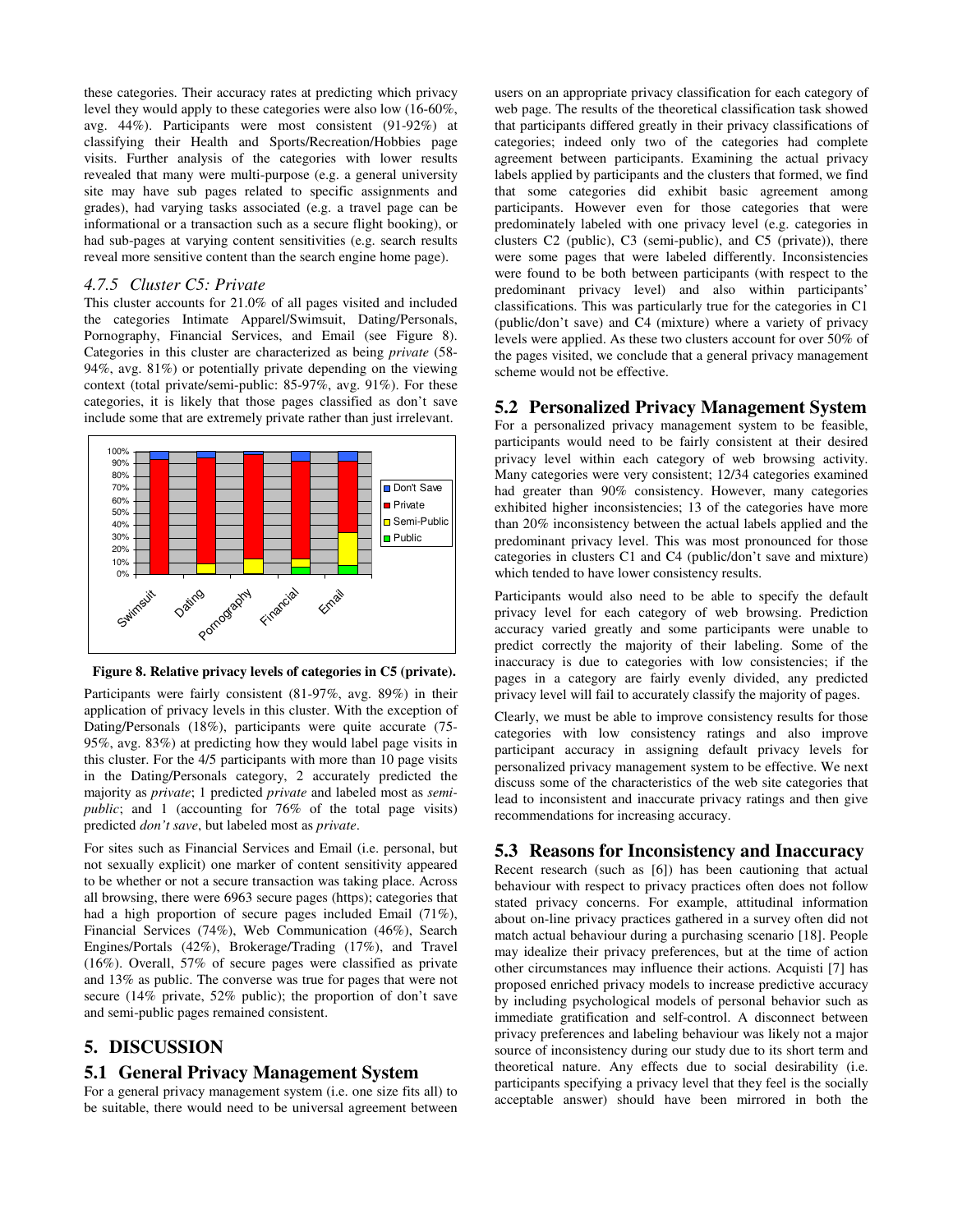these categories. Their accuracy rates at predicting which privacy level they would apply to these categories were also low (16-60%, avg. 44%). Participants were most consistent (91-92%) at classifying their Health and Sports/Recreation/Hobbies page visits. Further analysis of the categories with lower results revealed that many were multi-purpose (e.g. a general university site may have sub pages related to specific assignments and grades), had varying tasks associated (e.g. a travel page can be informational or a transaction such as a secure flight booking), or had sub-pages at varying content sensitivities (e.g. search results reveal more sensitive content than the search engine home page).

### *4.7.5 Cluster C5: Private*

This cluster accounts for 21.0% of all pages visited and included the categories Intimate Apparel/Swimsuit, Dating/Personals, Pornography, Financial Services, and Email (see Figure 8). Categories in this cluster are characterized as being *private* (58-94%, avg. 81%) or potentially private depending on the viewing context (total private/semi-public: 85-97%, avg. 91%). For these categories, it is likely that those pages classified as don't save include some that are extremely private rather than just irrelevant.

**Figure 8. Relative privacy levels of categories in C5 (private).**

Participants were fairly consistent (81-97%, avg. 89%) in their application of privacy levels in this cluster. With the exception of Dating/Personals (18%), participants were quite accurate (75-95%, avg. 83%) at predicting how they would label page visits in this cluster. For the 4/5 participants with more than 10 page visits in the Dating/Personals category, 2 accurately predicted the majority as *private*; 1 predicted *private* and labeled most as *semi-public*; and 1 (accounting for 76% of the total page visits) predicted *don't save*, but labeled most as *private*.

For sites such as Financial Services and Email (i.e. personal, but not sexually explicit) one marker of content sensitivity appeared to be whether or not a secure transaction was taking place. Across all browsing, there were 6963 secure pages (https); categories that had a high proportion of secure pages included Email (71%), Financial Services (74%), Web Communication (46%), Search Engines/Portals (42%), Brokerage/Trading (17%), and Travel (16%). Overall, 57% of secure pages were classified as private and 13% as public. The converse was true for pages that were not secure (14% private, 52% public); the proportion of don't save and semi-public pages remained consistent.

## 5. DISCUSSION

### 5.1 General Privacy Management System

For a general privacy management system (i.e. one size fits all) to be suitable, there would need to be universal agreement between users on an appropriate privacy classification for each category of web page. The results of the theoretical classification task showed that participants differed greatly in their privacy classifications of categories; indeed only two of the categories had complete agreement between participants. Examining the actual privacy labels applied by participants and the clusters that formed, we find that some categories did exhibit basic agreement among participants. However even for those categories that were predominately labeled with one privacy level (e.g. categories in clusters C2 (public), C3 (semi-public), and C5 (private)), there were some pages that were labeled differently. Inconsistencies were found to be both between participants (with respect to the predominant privacy level) and also within participants' classifications. This was particularly true for the categories in C1 (public/don't save) and C4 (mixture) where a variety of privacy levels were applied. As these two clusters account for over 50% of the pages visited, we conclude that a general privacy management scheme would not be effective.

### 5.2 Personalized Privacy Management System

For a personalized privacy management system to be feasible, participants would need to be fairly consistent at their desired privacy level within each category of web browsing activity. Many categories were very consistent; 12/34 categories examined had greater than 90% consistency. However, many categories exhibited higher inconsistencies; 13 of the categories have more than 20% inconsistency between the actual labels applied and the predominant privacy level. This was most pronounced for those categories in clusters C1 and C4 (public/don't save and mixture) which tended to have lower consistency results.

Participants would also need to be able to specify the default privacy level for each category of web browsing. Prediction accuracy varied greatly and some participants were unable to predict correctly the majority of their labeling. Some of the inaccuracy is due to categories with low consistencies; if the pages in a category are fairly evenly divided, any predicted privacy level will fail to accurately classify the majority of pages.

Clearly, we must be able to improve consistency results for those categories with low consistency ratings and also improve participant accuracy in assigning default privacy levels for personalized privacy management system to be effective. We next discuss some of the characteristics of the web site categories that lead to inconsistent and inaccurate privacy ratings and then give recommendations for increasing accuracy.

### 5.3 Reasons for Inconsistency and Inaccuracy

Recent research (such as [6]) has been cautioning that actual behaviour with respect to privacy practices often does not follow stated privacy concerns. For example, attitudinal information about on-line privacy practices gathered in a survey often did not match actual behaviour during a purchasing scenario [18]. People may idealize their privacy preferences, but at the time of action other circumstances may influence their actions. Acquisti [7] has proposed enriched privacy models to increase predictive accuracy by including psychological models of personal behavior such as immediate gratification and self-control. A disconnect between privacy preferences and labeling behaviour was likely not a major source of inconsistency during our study due to its short term and theoretical nature. Any effects due to social desirability (i.e. participants specifying a privacy level that they feel is the socially acceptable answer) should have been mirrored in both the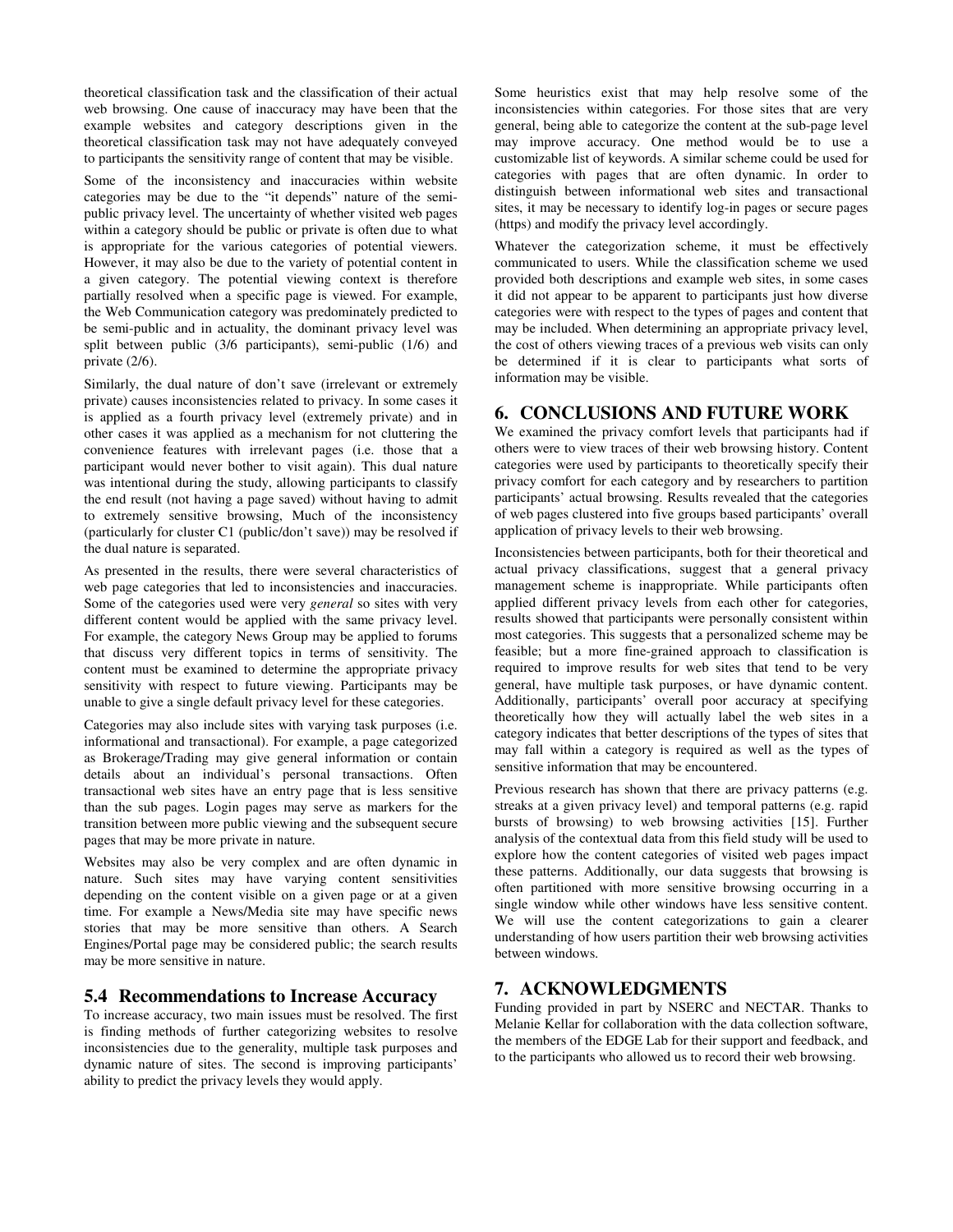theoretical classification task and the classification of their actual web browsing. One cause of inaccuracy may have been that the example websites and category descriptions given in the theoretical classification task may not have adequately conveyed to participants the sensitivity range of content that may be visible.

Some of the inconsistency and inaccuracies within website categories may be due to the "it depends" nature of the semi-public privacy level. The uncertainty of whether visited web pages within a category should be public or private is often due to what is appropriate for the various categories of potential viewers. However, it may also be due to the variety of potential content in a given category. The potential viewing context is therefore partially resolved when a specific page is viewed. For example, the Web Communication category was predominately predicted to be semi-public and in actuality, the dominant privacy level was split between public (3/6 participants), semi-public (1/6) and private (2/6).

Similarly, the dual nature of don't save (irrelevant or extremely private) causes inconsistencies related to privacy. In some cases it is applied as a fourth privacy level (extremely private) and in other cases it was applied as a mechanism for not cluttering the convenience features with irrelevant pages (i.e. those that a participant would never bother to visit again). This dual nature was intentional during the study, allowing participants to classify the end result (not having a page saved) without having to admit to extremely sensitive browsing, Much of the inconsistency (particularly for cluster C1 (public/don't save)) may be resolved if the dual nature is separated.

As presented in the results, there were several characteristics of web page categories that led to inconsistencies and inaccuracies. Some of the categories used were very *general* so sites with very different content would be applied with the same privacy level. For example, the category News Group may be applied to forums that discuss very different topics in terms of sensitivity. The content must be examined to determine the appropriate privacy sensitivity with respect to future viewing. Participants may be unable to give a single default privacy level for these categories.

Categories may also include sites with varying task purposes (i.e. informational and transactional). For example, a page categorized as Brokerage/Trading may give general information or contain details about an individual's personal transactions. Often transactional web sites have an entry page that is less sensitive than the sub pages. Login pages may serve as markers for the transition between more public viewing and the subsequent secure pages that may be more private in nature.

Websites may also be very complex and are often dynamic in nature. Such sites may have varying content sensitivities depending on the content visible on a given page or at a given time. For example a News/Media site may have specific news stories that may be more sensitive than others. A Search Engines/Portal page may be considered public; the search results may be more sensitive in nature.

### 5.4 Recommendations to Increase Accuracy

To increase accuracy, two main issues must be resolved. The first is finding methods of further categorizing websites to resolve inconsistencies due to the generality, multiple task purposes and dynamic nature of sites. The second is improving participants' ability to predict the privacy levels they would apply.

Some heuristics exist that may help resolve some of the inconsistencies within categories. For those sites that are very general, being able to categorize the content at the sub-page level may improve accuracy. One method would be to use a customizable list of keywords. A similar scheme could be used for categories with pages that are often dynamic. In order to distinguish between informational web sites and transactional sites, it may be necessary to identify log-in pages or secure pages (https) and modify the privacy level accordingly.

Whatever the categorization scheme, it must be effectively communicated to users. While the classification scheme we used provided both descriptions and example web sites, in some cases it did not appear to be apparent to participants just how diverse categories were with respect to the types of pages and content that may be included. When determining an appropriate privacy level, the cost of others viewing traces of a previous web visits can only be determined if it is clear to participants what sorts of information may be visible.

## 6. CONCLUSIONS AND FUTURE WORK

We examined the privacy comfort levels that participants had if others were to view traces of their web browsing history. Content categories were used by participants to theoretically specify their privacy comfort for each category and by researchers to partition participants' actual browsing. Results revealed that the categories of web pages clustered into five groups based participants' overall application of privacy levels to their web browsing.

Inconsistencies between participants, both for their theoretical and actual privacy classifications, suggest that a general privacy management scheme is inappropriate. While participants often applied different privacy levels from each other for categories, results showed that participants were personally consistent within most categories. This suggests that a personalized scheme may be feasible; but a more fine-grained approach to classification is required to improve results for web sites that tend to be very general, have multiple task purposes, or have dynamic content. Additionally, participants' overall poor accuracy at specifying theoretically how they will actually label the web sites in a category indicates that better descriptions of the types of sites that may fall within a category is required as well as the types of sensitive information that may be encountered.

Previous research has shown that there are privacy patterns (e.g. streaks at a given privacy level) and temporal patterns (e.g. rapid bursts of browsing) to web browsing activities [15]. Further analysis of the contextual data from this field study will be used to explore how the content categories of visited web pages impact these patterns. Additionally, our data suggests that browsing is often partitioned with more sensitive browsing occurring in a single window while other windows have less sensitive content. We will use the content categorizations to gain a clearer understanding of how users partition their web browsing activities between windows.

## 7. ACKNOWLEDGMENTS

Funding provided in part by NSERC and NECTAR. Thanks to Melanie Kellar for collaboration with the data collection software, the members of the EDGE Lab for their support and feedback, and to the participants who allowed us to record their web browsing.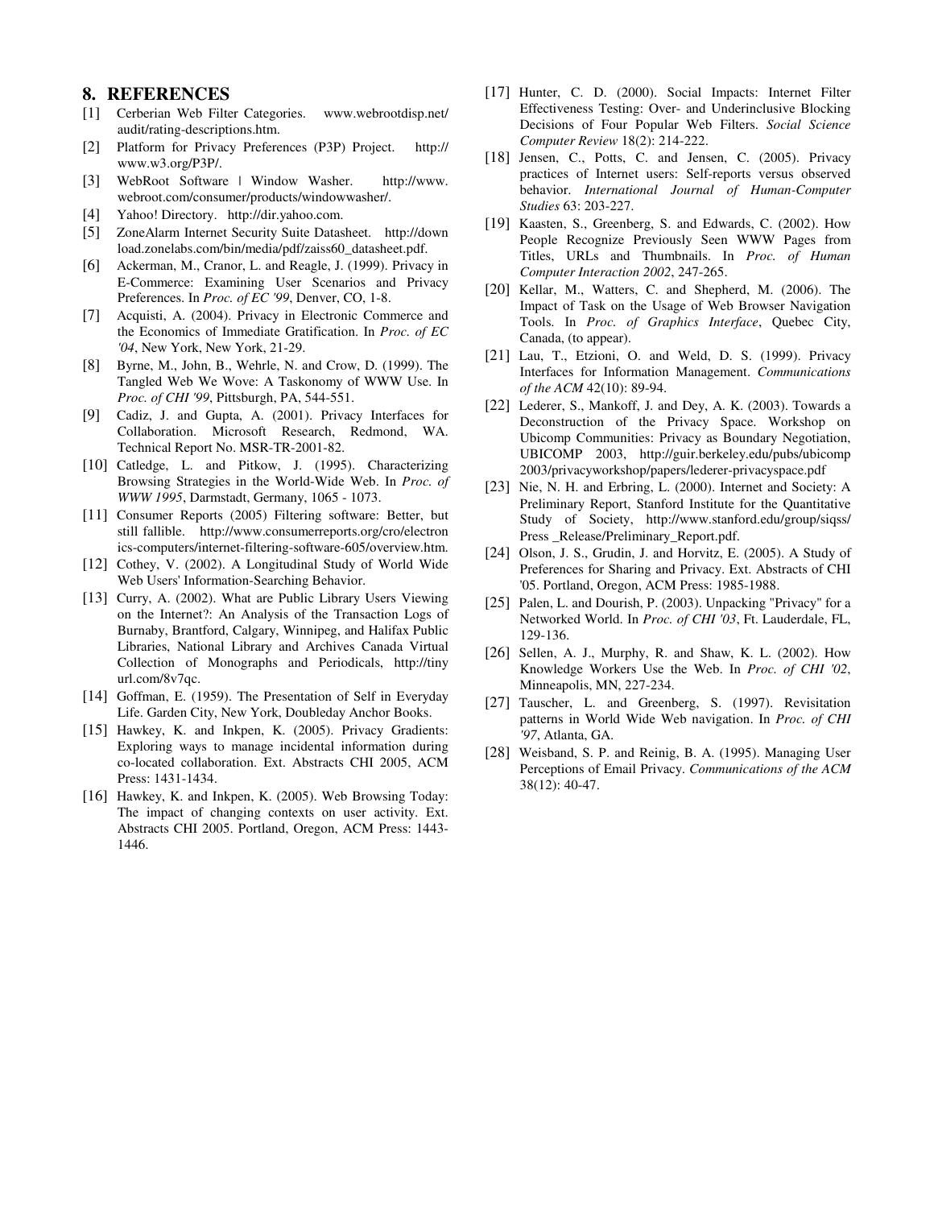## 8. REFERENCES

[1] Cerberian Web Filter Categories. www.webrootdisp.net/audit/rating-descriptions.htm.

[2] Platform for Privacy Preferences (P3P) Project. http://www.w3.org/P3P/.

[3] WebRoot Software | Window Washer. http://www.webroot.com/consumer/products/windowwasher/.

[4] Yahoo! Directory. http://dir.yahoo.com.

[5] ZoneAlarm Internet Security Suite Datasheet. http://download.zonelabs.com/bin/media/pdf/zaiss60_datasheet.pdf.

[6] Ackerman, M., Cranor, L. and Reagle, J. (1999). Privacy in E-Commerce: Examining User Scenarios and Privacy Preferences. In *Proc. of EC '99*, Denver, CO, 1-8.

[7] Acquisti, A. (2004). Privacy in Electronic Commerce and the Economics of Immediate Gratification. In *Proc. of EC '04*, New York, New York, 21-29.

[8] Byrne, M., John, B., Wehrle, N. and Crow, D. (1999). The Tangled Web We Wove: A Taskonomy of WWW Use. In *Proc. of CHI '99*, Pittsburgh, PA, 544-551.

[9] Cadiz, J. and Gupta, A. (2001). Privacy Interfaces for Collaboration. Microsoft Research, Redmond, WA. Technical Report No. MSR-TR-2001-82.

[10] Catledge, L. and Pitkow, J. (1995). Characterizing Browsing Strategies in the World-Wide Web. In *Proc. of WWW 1995*, Darmstadt, Germany, 1065 - 1073.

[11] Consumer Reports (2005) Filtering software: Better, but still fallible. http://www.consumerreports.org/cro/electronics-computers/internet-filtering-software-605/overview.htm.

[12] Cothey, V. (2002). A Longitudinal Study of World Wide Web Users' Information-Searching Behavior.

[13] Curry, A. (2002). What are Public Library Users Viewing on the Internet?: An Analysis of the Transaction Logs of Burnaby, Brantford, Calgary, Winnipeg, and Halifax Public Libraries, National Library and Archives Canada Virtual Collection of Monographs and Periodicals, http://tinyurl.com/8v7qc.

[14] Goffman, E. (1959). The Presentation of Self in Everyday Life. Garden City, New York, Doubleday Anchor Books.

[15] Hawkey, K. and Inkpen, K. (2005). Privacy Gradients: Exploring ways to manage incidental information during co-located collaboration. Ext. Abstracts CHI 2005, ACM Press: 1431-1434.

[16] Hawkey, K. and Inkpen, K. (2005). Web Browsing Today: The impact of changing contexts on user activity. Ext. Abstracts CHI 2005. Portland, Oregon, ACM Press: 1443-1446.

[17] Hunter, C. D. (2000). Social Impacts: Internet Filter Effectiveness Testing: Over- and Underinclusive Blocking Decisions of Four Popular Web Filters. *Social Science Computer Review* 18(2): 214-222.

[18] Jensen, C., Potts, C. and Jensen, C. (2005). Privacy practices of Internet users: Self-reports versus observed behavior. *International Journal of Human-Computer Studies* 63: 203-227.

[19] Kaasten, S., Greenberg, S. and Edwards, C. (2002). How People Recognize Previously Seen WWW Pages from Titles, URLs and Thumbnails. In *Proc. of Human Computer Interaction 2002*, 247-265.

[20] Kellar, M., Watters, C. and Shepherd, M. (2006). The Impact of Task on the Usage of Web Browser Navigation Tools. In *Proc. of Graphics Interface*, Quebec City, Canada, (to appear).

[21] Lau, T., Etzioni, O. and Weld, D. S. (1999). Privacy Interfaces for Information Management. *Communications of the ACM* 42(10): 89-94.

[22] Lederer, S., Mankoff, J. and Dey, A. K. (2003). Towards a Deconstruction of the Privacy Space. Workshop on Ubicomp Communities: Privacy as Boundary Negotiation, UBICOMP 2003, http://guir.berkeley.edu/pubs/ubicomp2003/privacyworkshop/papers/lederer-privacyspace.pdf

[23] Nie, N. H. and Erbring, L. (2000). Internet and Society: A Preliminary Report, Stanford Institute for the Quantitative Study of Society, http://www.stanford.edu/group/siqss/Press _Release/Preliminary_Report.pdf.

[24] Olson, J. S., Grudin, J. and Horvitz, E. (2005). A Study of Preferences for Sharing and Privacy. Ext. Abstracts of CHI '05. Portland, Oregon, ACM Press: 1985-1988.

[25] Palen, L. and Dourish, P. (2003). Unpacking "Privacy" for a Networked World. In *Proc. of CHI '03*, Ft. Lauderdale, FL, 129-136.

[26] Sellen, A. J., Murphy, R. and Shaw, K. L. (2002). How Knowledge Workers Use the Web. In *Proc. of CHI '02*, Minneapolis, MN, 227-234.

[27] Tauscher, L. and Greenberg, S. (1997). Revisitation patterns in World Wide Web navigation. In *Proc. of CHI '97*, Atlanta, GA.

[28] Weisband, S. P. and Reinig, B. A. (1995). Managing User Perceptions of Email Privacy. *Communications of the ACM* 38(12): 40-47.